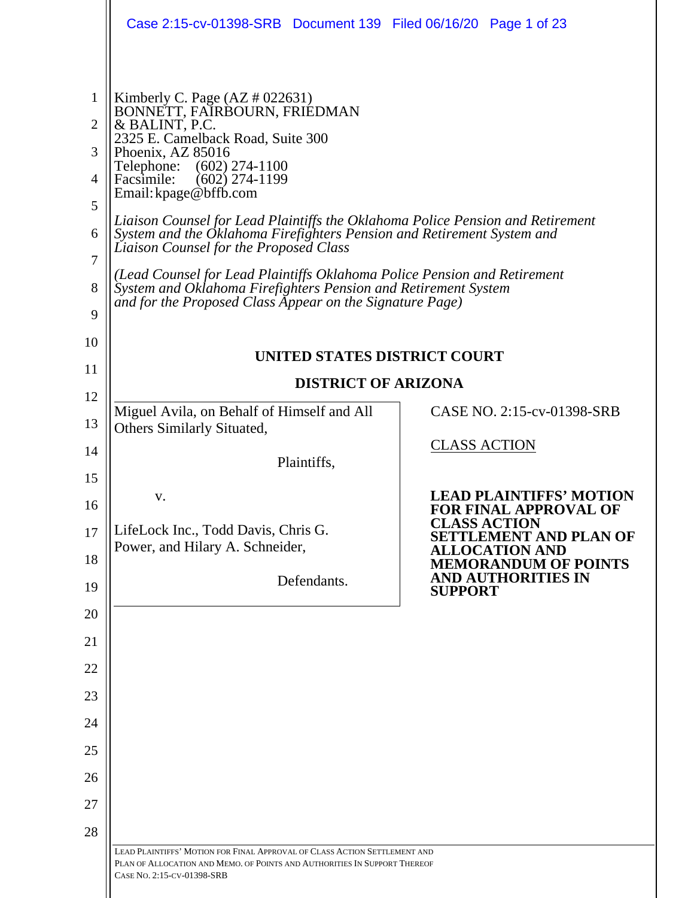Kimberly C. Page (AZ # 022631)
BONNETT, FAIRBOURN, FRIEDMAN
& BALINT, P.C.
2325 E. Camelback Road, Suite 300
Phoenix, AZ 85016
Telephone: (602) 274-1100
Facsimile: (602) 274-1199
Email: kpage@bffb.com

*Liaison Counsel for Lead Plaintiffs the Oklahoma Police Pension and Retirement System and the Oklahoma Firefighters Pension and Retirement System and Liaison Counsel for the Proposed Class*

*(Lead Counsel for Lead Plaintiffs Oklahoma Police Pension and Retirement System and Oklahoma Firefighters Pension and Retirement System and for the Proposed Class Appear on the Signature Page)*

**UNITED STATES DISTRICT COURT**

**DISTRICT OF ARIZONA**

| | |
|---|---|
| Miguel Avila, on Behalf of Himself and All Others Similarly Situated,<br><br>Plaintiffs,<br><br>v.<br><br>LifeLock Inc., Todd Davis, Chris G. Power, and Hilary A. Schneider,<br><br>Defendants. | CASE NO. 2:15-cv-01398-SRB<br><br><u>CLASS ACTION</u><br><br>**LEAD PLAINTIFFS' MOTION FOR FINAL APPROVAL OF CLASS ACTION SETTLEMENT AND PLAN OF ALLOCATION AND MEMORANDUM OF POINTS AND AUTHORITIES IN SUPPORT** |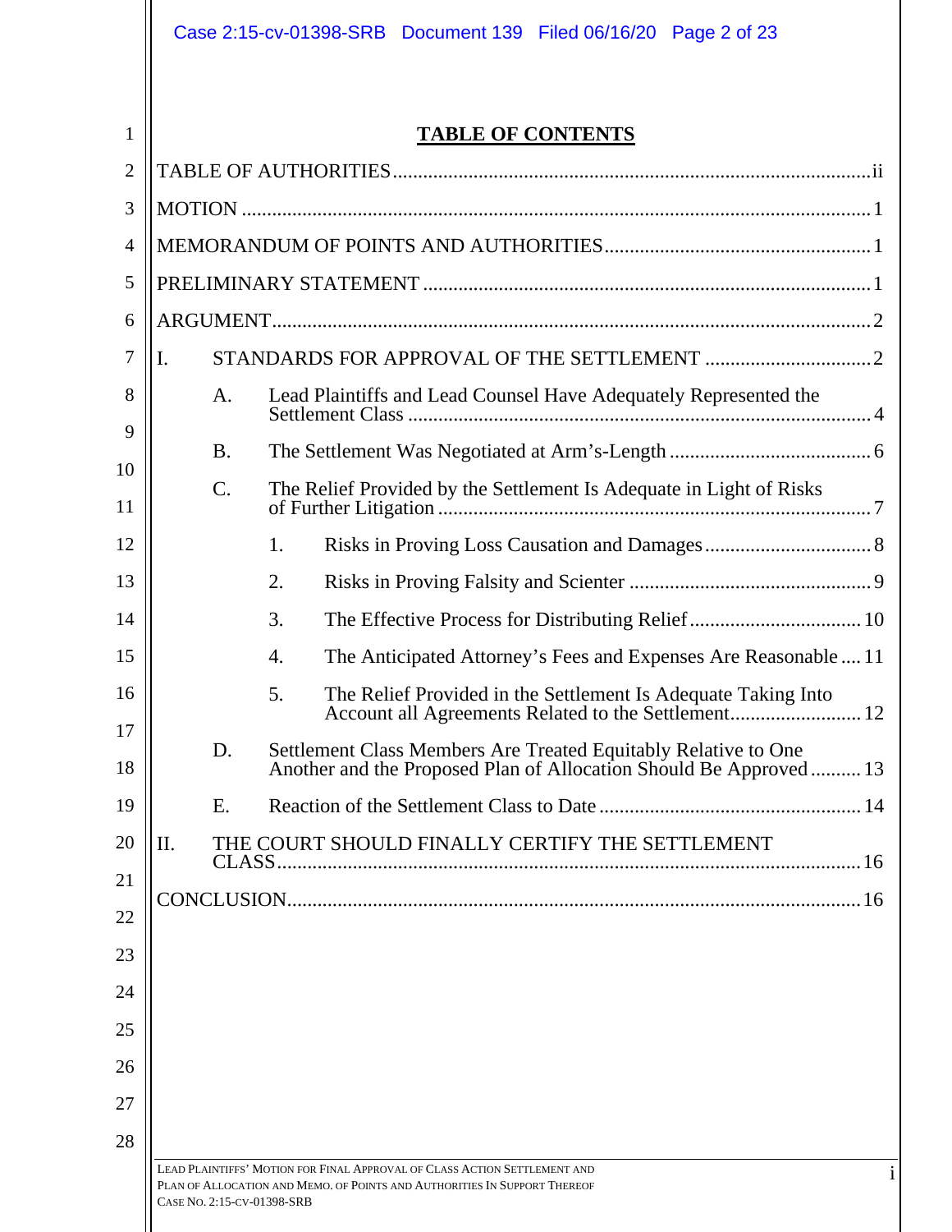# TABLE OF CONTENTS

TABLE OF AUTHORITIES ..... ii

MOTION ..... 1

MEMORANDUM OF POINTS AND AUTHORITIES ..... 1

PRELIMINARY STATEMENT ..... 1

ARGUMENT ..... 2

I. STANDARDS FOR APPROVAL OF THE SETTLEMENT ..... 2

- A. Lead Plaintiffs and Lead Counsel Have Adequately Represented the Settlement Class ..... 4
- B. The Settlement Was Negotiated at Arm's-Length ..... 6
- C. The Relief Provided by the Settlement Is Adequate in Light of Risks of Further Litigation ..... 7
  - 1. Risks in Proving Loss Causation and Damages ..... 8
  - 2. Risks in Proving Falsity and Scienter ..... 9
  - 3. The Effective Process for Distributing Relief ..... 10
  - 4. The Anticipated Attorney's Fees and Expenses Are Reasonable ..... 11
  - 5. The Relief Provided in the Settlement Is Adequate Taking Into Account all Agreements Related to the Settlement ..... 12
- D. Settlement Class Members Are Treated Equitably Relative to One Another and the Proposed Plan of Allocation Should Be Approved ..... 13
- E. Reaction of the Settlement Class to Date ..... 14

II. THE COURT SHOULD FINALLY CERTIFY THE SETTLEMENT CLASS ..... 16

CONCLUSION ..... 16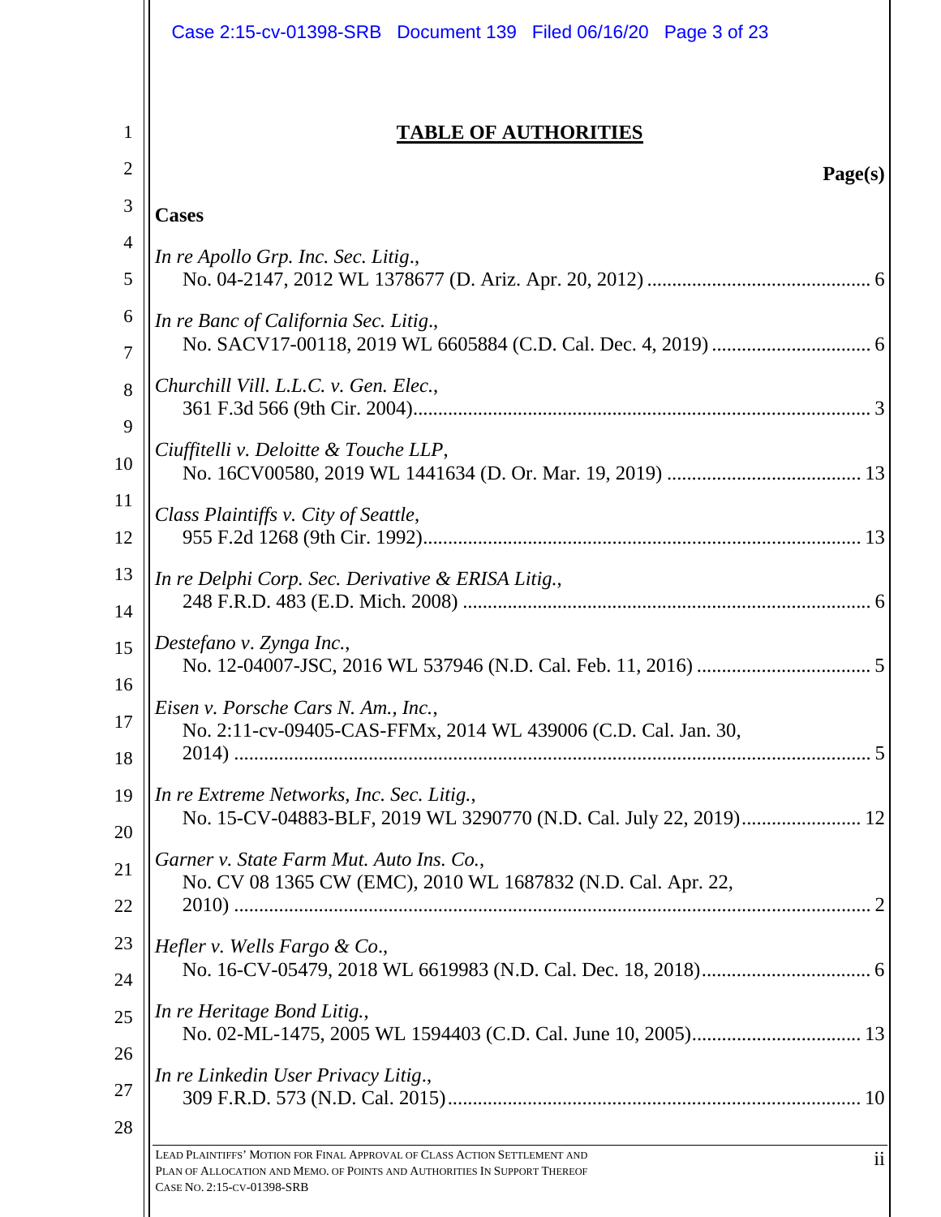## TABLE OF AUTHORITIES

**Page(s)**

**Cases**

*In re Apollo Grp. Inc. Sec. Litig.*,
No. 04-2147, 2012 WL 1378677 (D. Ariz. Apr. 20, 2012) ............................................ 6

*In re Banc of California Sec. Litig.*,
No. SACV17-00118, 2019 WL 6605884 (C.D. Cal. Dec. 4, 2019) ............................... 6

*Churchill Vill. L.L.C. v. Gen. Elec.*,
361 F.3d 566 (9th Cir. 2004)......................................................................................... 3

*Ciuffitelli v. Deloitte & Touche LLP*,
No. 16CV00580, 2019 WL 1441634 (D. Or. Mar. 19, 2019) ...................................... 13

*Class Plaintiffs v. City of Seattle*,
955 F.2d 1268 (9th Cir. 1992)...................................................................................... 13

*In re Delphi Corp. Sec. Derivative & ERISA Litig.*,
248 F.R.D. 483 (E.D. Mich. 2008) ............................................................................... 6

*Destefano v. Zynga Inc.*,
No. 12-04007-JSC, 2016 WL 537946 (N.D. Cal. Feb. 11, 2016) .................................. 5

*Eisen v. Porsche Cars N. Am., Inc.*,
No. 2:11-cv-09405-CAS-FFMx, 2014 WL 439006 (C.D. Cal. Jan. 30, 2014) ............................................................................................................... 5

*In re Extreme Networks, Inc. Sec. Litig.*,
No. 15-CV-04883-BLF, 2019 WL 3290770 (N.D. Cal. July 22, 2019)....................... 12

*Garner v. State Farm Mut. Auto Ins. Co.*,
No. CV 08 1365 CW (EMC), 2010 WL 1687832 (N.D. Cal. Apr. 22, 2010) ............................................................................................................... 2

*Hefler v. Wells Fargo & Co.*,
No. 16-CV-05479, 2018 WL 6619983 (N.D. Cal. Dec. 18, 2018)................................. 6

*In re Heritage Bond Litig.*,
No. 02-ML-1475, 2005 WL 1594403 (C.D. Cal. June 10, 2005)................................. 13

*In re Linkedin User Privacy Litig.*,
309 F.R.D. 573 (N.D. Cal. 2015)................................................................................. 10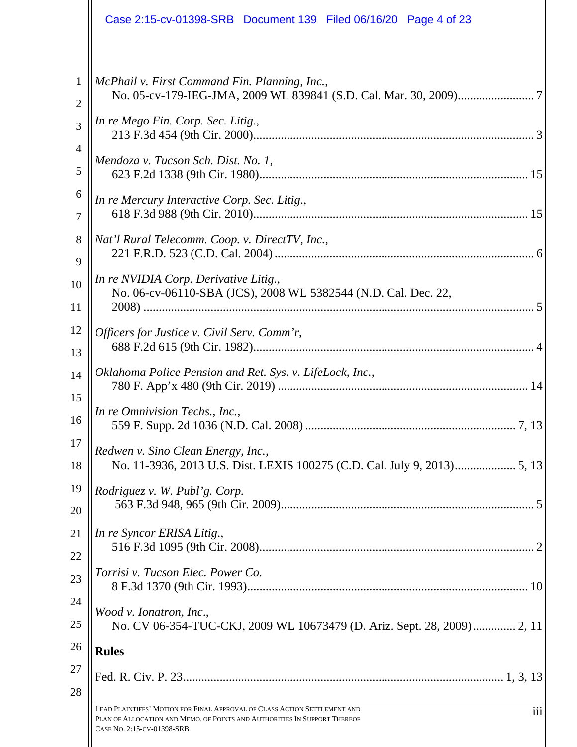*McPhail v. First Command Fin. Planning, Inc.*,
No. 05-cv-179-IEG-JMA, 2009 WL 839841 (S.D. Cal. Mar. 30, 2009)........................ 7

*In re Mego Fin. Corp. Sec. Litig.*,
213 F.3d 454 (9th Cir. 2000)........................................................................................ 3

*Mendoza v. Tucson Sch. Dist. No. 1*,
623 F.2d 1338 (9th Cir. 1980)...................................................................................... 15

*In re Mercury Interactive Corp. Sec. Litig.*,
618 F.3d 988 (9th Cir. 2010)........................................................................................ 15

*Nat'l Rural Telecomm. Coop. v. DirectTV, Inc.*,
221 F.R.D. 523 (C.D. Cal. 2004) .................................................................................. 6

*In re NVIDIA Corp. Derivative Litig.*,
No. 06-cv-06110-SBA (JCS), 2008 WL 5382544 (N.D. Cal. Dec. 22, 2008) ............................................................................................................................ 5

*Officers for Justice v. Civil Serv. Comm'r*,
688 F.2d 615 (9th Cir. 1982)........................................................................................ 4

*Oklahoma Police Pension and Ret. Sys. v. LifeLock, Inc.*,
780 F. App'x 480 (9th Cir. 2019) ................................................................................ 14

*In re Omnivision Techs., Inc.*,
559 F. Supp. 2d 1036 (N.D. Cal. 2008) ................................................................... 7, 13

*Redwen v. Sino Clean Energy, Inc.*,
No. 11-3936, 2013 U.S. Dist. LEXIS 100275 (C.D. Cal. July 9, 2013)................... 5, 13

*Rodriguez v. W. Publ'g. Corp.*
563 F.3d 948, 965 (9th Cir. 2009)................................................................................. 5

*In re Syncor ERISA Litig.*,
516 F.3d 1095 (9th Cir. 2008)....................................................................................... 2

*Torrisi v. Tucson Elec. Power Co.*
8 F.3d 1370 (9th Cir. 1993).......................................................................................... 10

*Wood v. Ionatron, Inc.*,
No. CV 06-354-TUC-CKJ, 2009 WL 10673479 (D. Ariz. Sept. 28, 2009)............. 2, 11

**Rules**

Fed. R. Civ. P. 23...................................................................................................... 1, 3, 13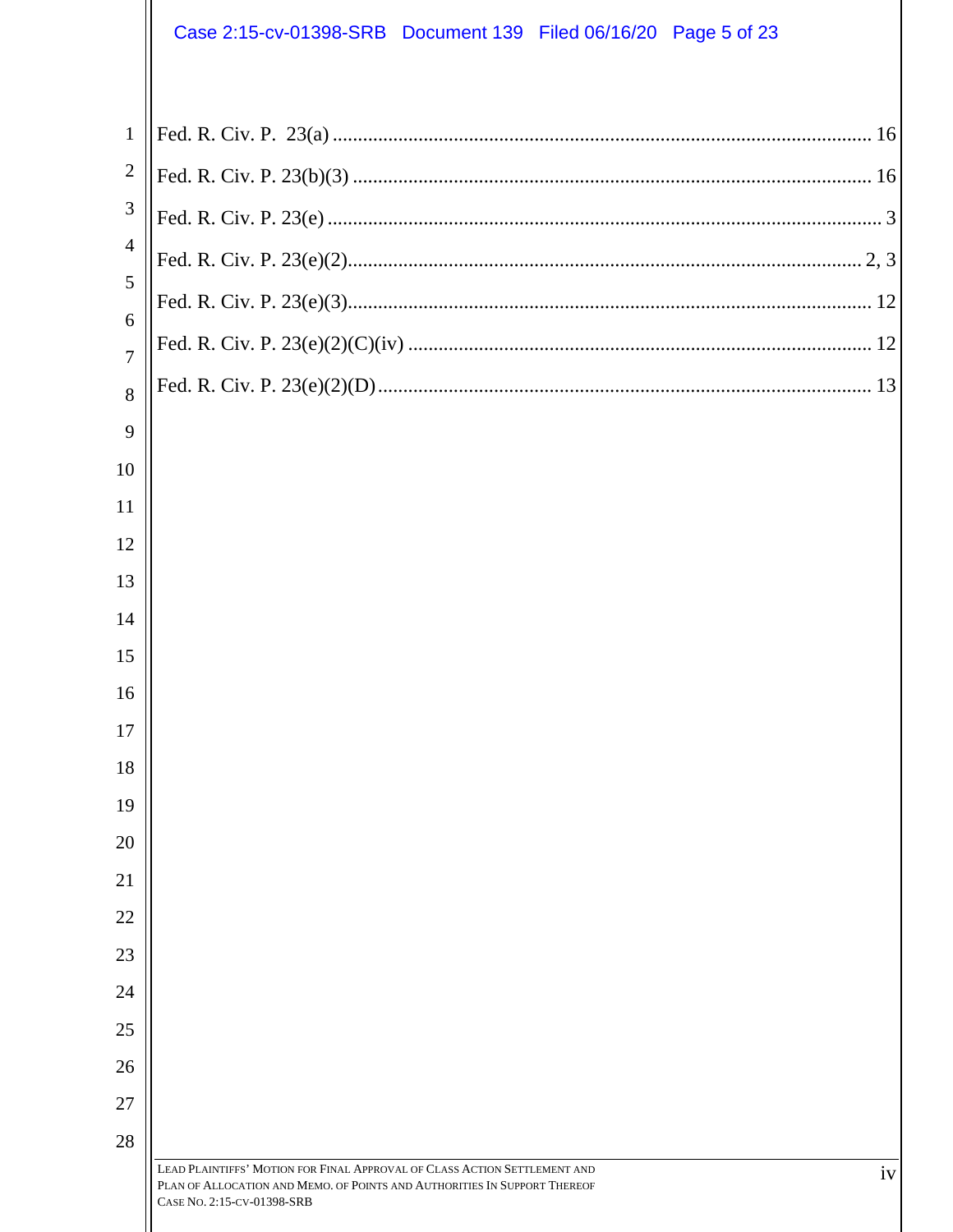Fed. R. Civ. P. 23(a) ........................................................................................................ 16

Fed. R. Civ. P. 23(b)(3) ..................................................................................................... 16

Fed. R. Civ. P. 23(e) ........................................................................................................... 3

Fed. R. Civ. P. 23(e)(2).................................................................................................... 2, 3

Fed. R. Civ. P. 23(e)(3)...................................................................................................... 12

Fed. R. Civ. P. 23(e)(2)(C)(iv) .......................................................................................... 12

Fed. R. Civ. P. 23(e)(2)(D) ................................................................................................ 13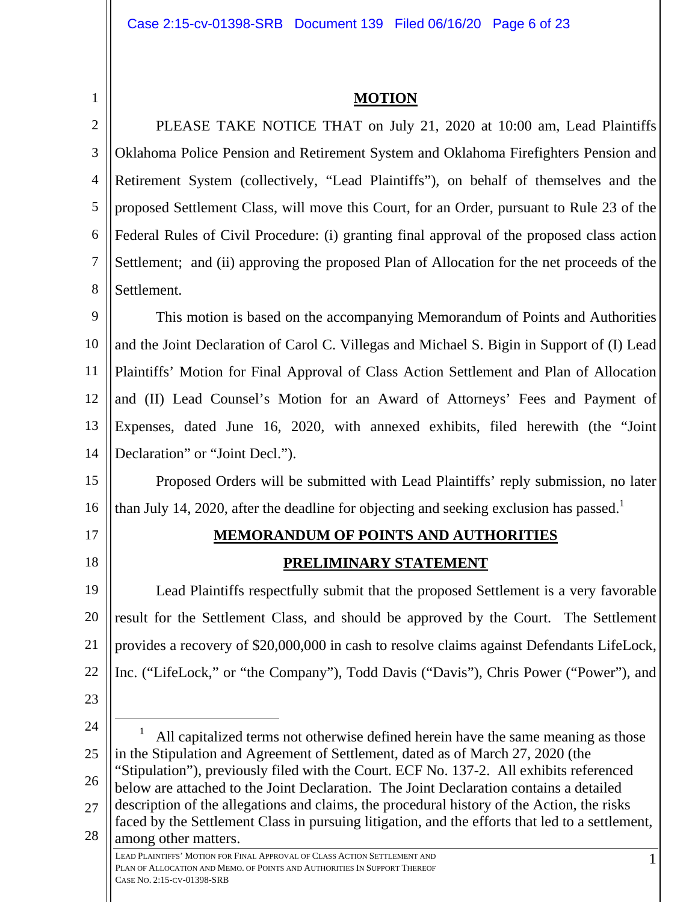## MOTION

PLEASE TAKE NOTICE THAT on July 21, 2020 at 10:00 am, Lead Plaintiffs Oklahoma Police Pension and Retirement System and Oklahoma Firefighters Pension and Retirement System (collectively, "Lead Plaintiffs"), on behalf of themselves and the proposed Settlement Class, will move this Court, for an Order, pursuant to Rule 23 of the Federal Rules of Civil Procedure: (i) granting final approval of the proposed class action Settlement; and (ii) approving the proposed Plan of Allocation for the net proceeds of the Settlement.

This motion is based on the accompanying Memorandum of Points and Authorities and the Joint Declaration of Carol C. Villegas and Michael S. Bigin in Support of (I) Lead Plaintiffs' Motion for Final Approval of Class Action Settlement and Plan of Allocation and (II) Lead Counsel's Motion for an Award of Attorneys' Fees and Payment of Expenses, dated June 16, 2020, with annexed exhibits, filed herewith (the "Joint Declaration" or "Joint Decl.").

Proposed Orders will be submitted with Lead Plaintiffs' reply submission, no later than July 14, 2020, after the deadline for objecting and seeking exclusion has passed.[1]

## MEMORANDUM OF POINTS AND AUTHORITIES

### PRELIMINARY STATEMENT

Lead Plaintiffs respectfully submit that the proposed Settlement is a very favorable result for the Settlement Class, and should be approved by the Court. The Settlement provides a recovery of $20,000,000 in cash to resolve claims against Defendants LifeLock, Inc. ("LifeLock," or "the Company"), Todd Davis ("Davis"), Chris Power ("Power"), and

---

[1] All capitalized terms not otherwise defined herein have the same meaning as those in the Stipulation and Agreement of Settlement, dated as of March 27, 2020 (the "Stipulation"), previously filed with the Court. ECF No. 137-2. All exhibits referenced below are attached to the Joint Declaration. The Joint Declaration contains a detailed description of the allegations and claims, the procedural history of the Action, the risks faced by the Settlement Class in pursuing litigation, and the efforts that led to a settlement, among other matters.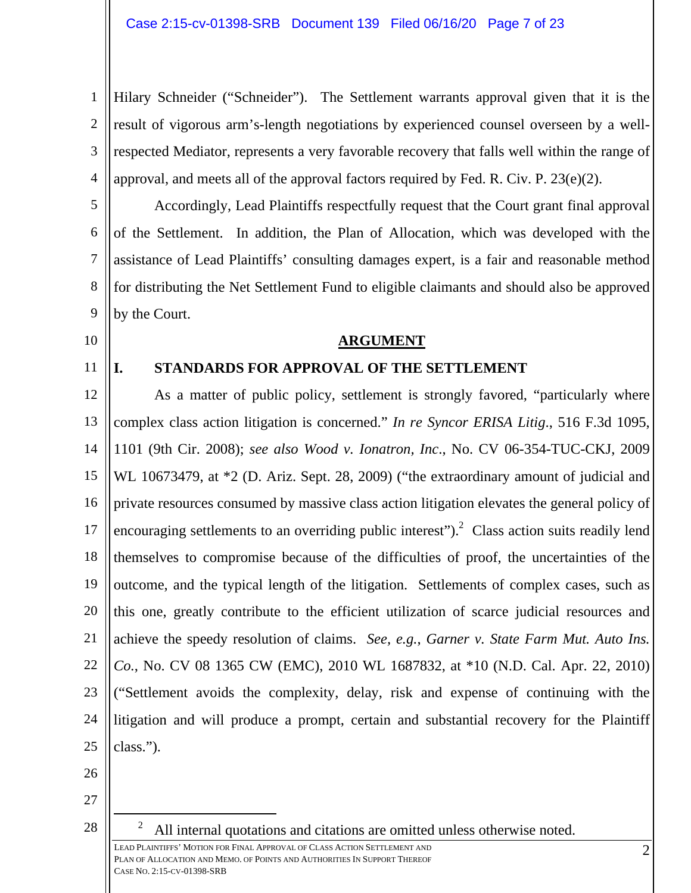Hilary Schneider ("Schneider"). The Settlement warrants approval given that it is the result of vigorous arm's-length negotiations by experienced counsel overseen by a well-respected Mediator, represents a very favorable recovery that falls well within the range of approval, and meets all of the approval factors required by Fed. R. Civ. P. 23(e)(2).

Accordingly, Lead Plaintiffs respectfully request that the Court grant final approval of the Settlement. In addition, the Plan of Allocation, which was developed with the assistance of Lead Plaintiffs' consulting damages expert, is a fair and reasonable method for distributing the Net Settlement Fund to eligible claimants and should also be approved by the Court.

## ARGUMENT

### I. STANDARDS FOR APPROVAL OF THE SETTLEMENT

As a matter of public policy, settlement is strongly favored, "particularly where complex class action litigation is concerned." *In re Syncor ERISA Litig*., 516 F.3d 1095, 1101 (9th Cir. 2008); *see also Wood v. Ionatron, Inc*., No. CV 06-354-TUC-CKJ, 2009 WL 10673479, at *2 (D. Ariz. Sept. 28, 2009) ("the extraordinary amount of judicial and private resources consumed by massive class action litigation elevates the general policy of encouraging settlements to an overriding public interest").[2] Class action suits readily lend themselves to compromise because of the difficulties of proof, the uncertainties of the outcome, and the typical length of the litigation. Settlements of complex cases, such as this one, greatly contribute to the efficient utilization of scarce judicial resources and achieve the speedy resolution of claims. *See, e.g.*, *Garner v. State Farm Mut. Auto Ins. Co.*, No. CV 08 1365 CW (EMC), 2010 WL 1687832, at *10 (N.D. Cal. Apr. 22, 2010) ("Settlement avoids the complexity, delay, risk and expense of continuing with the litigation and will produce a prompt, certain and substantial recovery for the Plaintiff class.").

[2] All internal quotations and citations are omitted unless otherwise noted.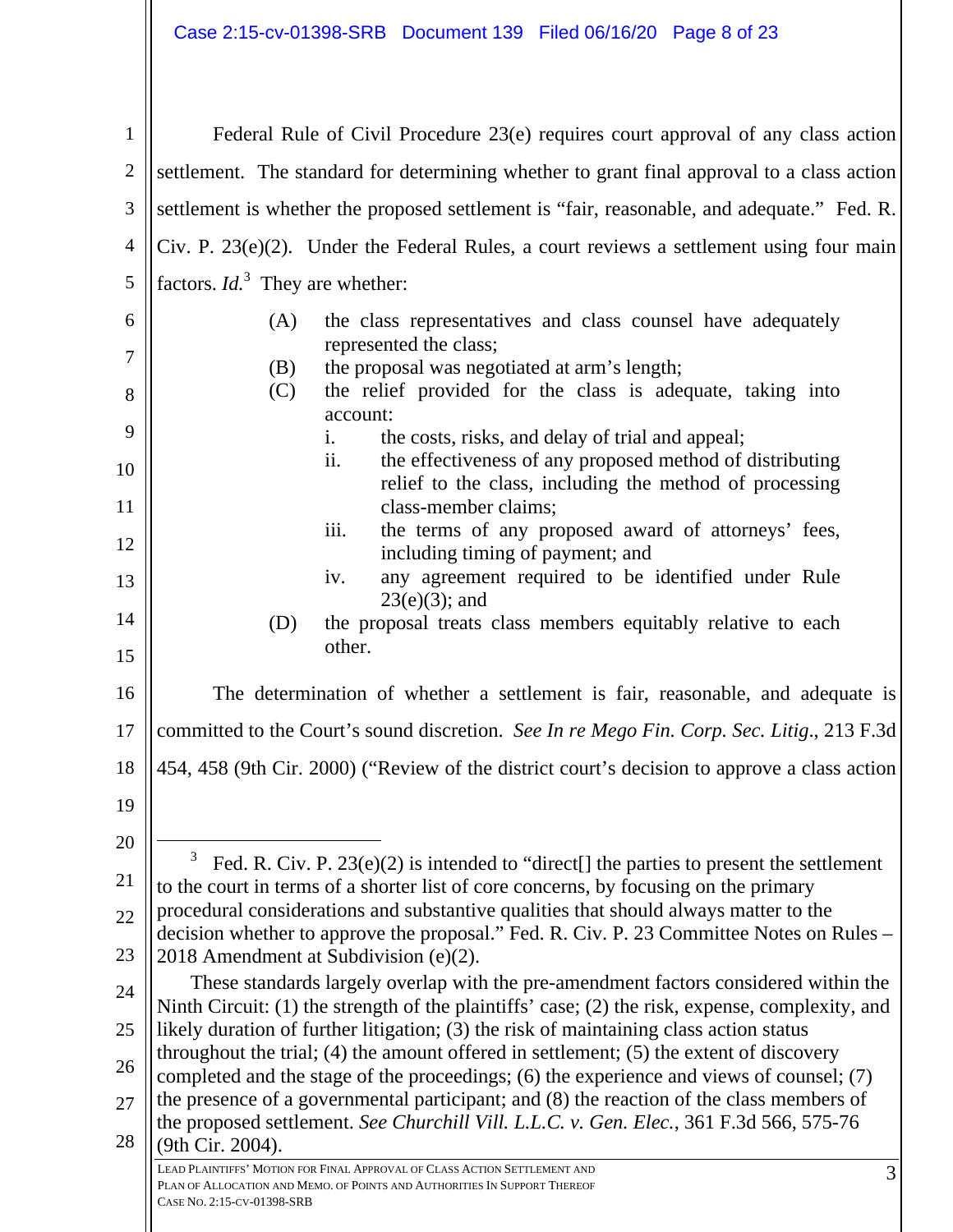Federal Rule of Civil Procedure 23(e) requires court approval of any class action settlement. The standard for determining whether to grant final approval to a class action settlement is whether the proposed settlement is "fair, reasonable, and adequate." Fed. R. Civ. P. 23(e)(2). Under the Federal Rules, a court reviews a settlement using four main factors. *Id.*[3] They are whether:

> (A) the class representatives and class counsel have adequately represented the class;
> (B) the proposal was negotiated at arm's length;
> (C) the relief provided for the class is adequate, taking into account:
> i. the costs, risks, and delay of trial and appeal;
> ii. the effectiveness of any proposed method of distributing relief to the class, including the method of processing class-member claims;
> iii. the terms of any proposed award of attorneys' fees, including timing of payment; and
> iv. any agreement required to be identified under Rule 23(e)(3); and
> (D) the proposal treats class members equitably relative to each other.

The determination of whether a settlement is fair, reasonable, and adequate is committed to the Court's sound discretion. *See In re Mego Fin. Corp. Sec. Litig*., 213 F.3d 454, 458 (9th Cir. 2000) ("Review of the district court's decision to approve a class action

---

[3] Fed. R. Civ. P. 23(e)(2) is intended to "direct[] the parties to present the settlement to the court in terms of a shorter list of core concerns, by focusing on the primary procedural considerations and substantive qualities that should always matter to the decision whether to approve the proposal." Fed. R. Civ. P. 23 Committee Notes on Rules – 2018 Amendment at Subdivision (e)(2).

These standards largely overlap with the pre-amendment factors considered within the Ninth Circuit: (1) the strength of the plaintiffs' case; (2) the risk, expense, complexity, and likely duration of further litigation; (3) the risk of maintaining class action status throughout the trial; (4) the amount offered in settlement; (5) the extent of discovery completed and the stage of the proceedings; (6) the experience and views of counsel; (7) the presence of a governmental participant; and (8) the reaction of the class members of the proposed settlement. *See Churchill Vill. L.L.C. v. Gen. Elec.*, 361 F.3d 566, 575-76 (9th Cir. 2004).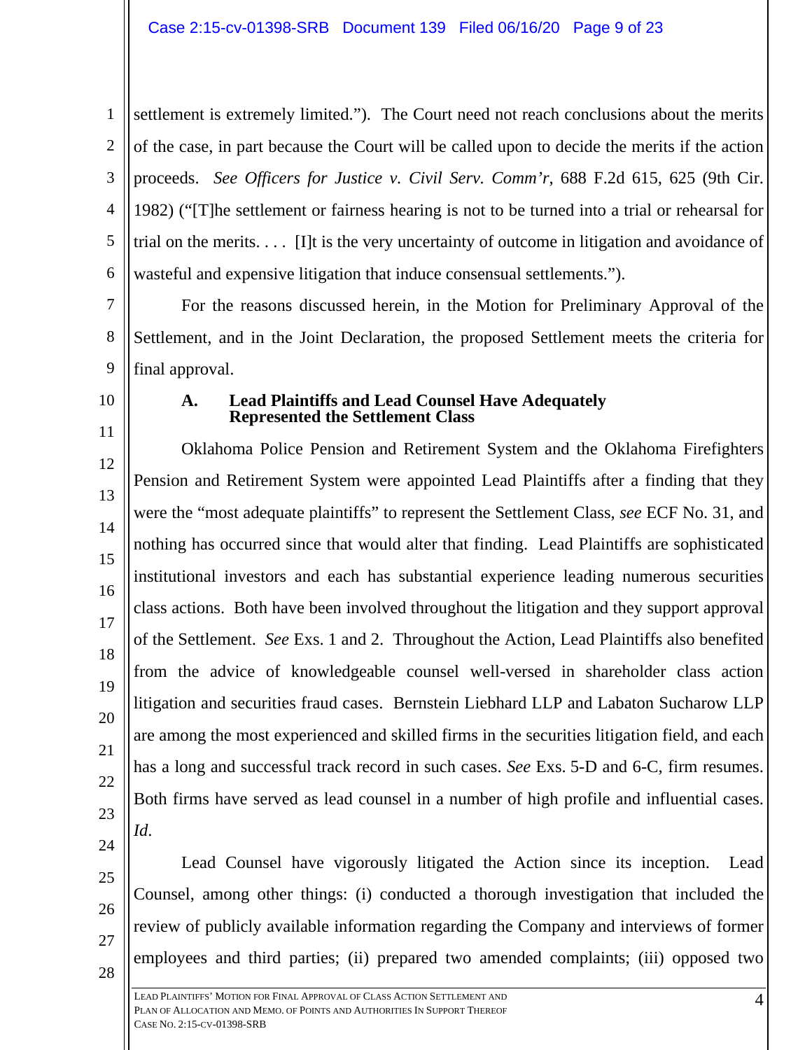settlement is extremely limited."). The Court need not reach conclusions about the merits of the case, in part because the Court will be called upon to decide the merits if the action proceeds. *See Officers for Justice v. Civil Serv. Comm'r*, 688 F.2d 615, 625 (9th Cir. 1982) ("[T]he settlement or fairness hearing is not to be turned into a trial or rehearsal for trial on the merits. . . . [I]t is the very uncertainty of outcome in litigation and avoidance of wasteful and expensive litigation that induce consensual settlements.").

For the reasons discussed herein, in the Motion for Preliminary Approval of the Settlement, and in the Joint Declaration, the proposed Settlement meets the criteria for final approval.

### A. Lead Plaintiffs and Lead Counsel Have Adequately Represented the Settlement Class

Oklahoma Police Pension and Retirement System and the Oklahoma Firefighters Pension and Retirement System were appointed Lead Plaintiffs after a finding that they were the "most adequate plaintiffs" to represent the Settlement Class, *see* ECF No. 31, and nothing has occurred since that would alter that finding. Lead Plaintiffs are sophisticated institutional investors and each has substantial experience leading numerous securities class actions. Both have been involved throughout the litigation and they support approval of the Settlement. *See* Exs. 1 and 2. Throughout the Action, Lead Plaintiffs also benefited from the advice of knowledgeable counsel well-versed in shareholder class action litigation and securities fraud cases. Bernstein Liebhard LLP and Labaton Sucharow LLP are among the most experienced and skilled firms in the securities litigation field, and each has a long and successful track record in such cases. *See* Exs. 5-D and 6-C, firm resumes. Both firms have served as lead counsel in a number of high profile and influential cases. *Id.*

Lead Counsel have vigorously litigated the Action since its inception. Lead Counsel, among other things: (i) conducted a thorough investigation that included the review of publicly available information regarding the Company and interviews of former employees and third parties; (ii) prepared two amended complaints; (iii) opposed two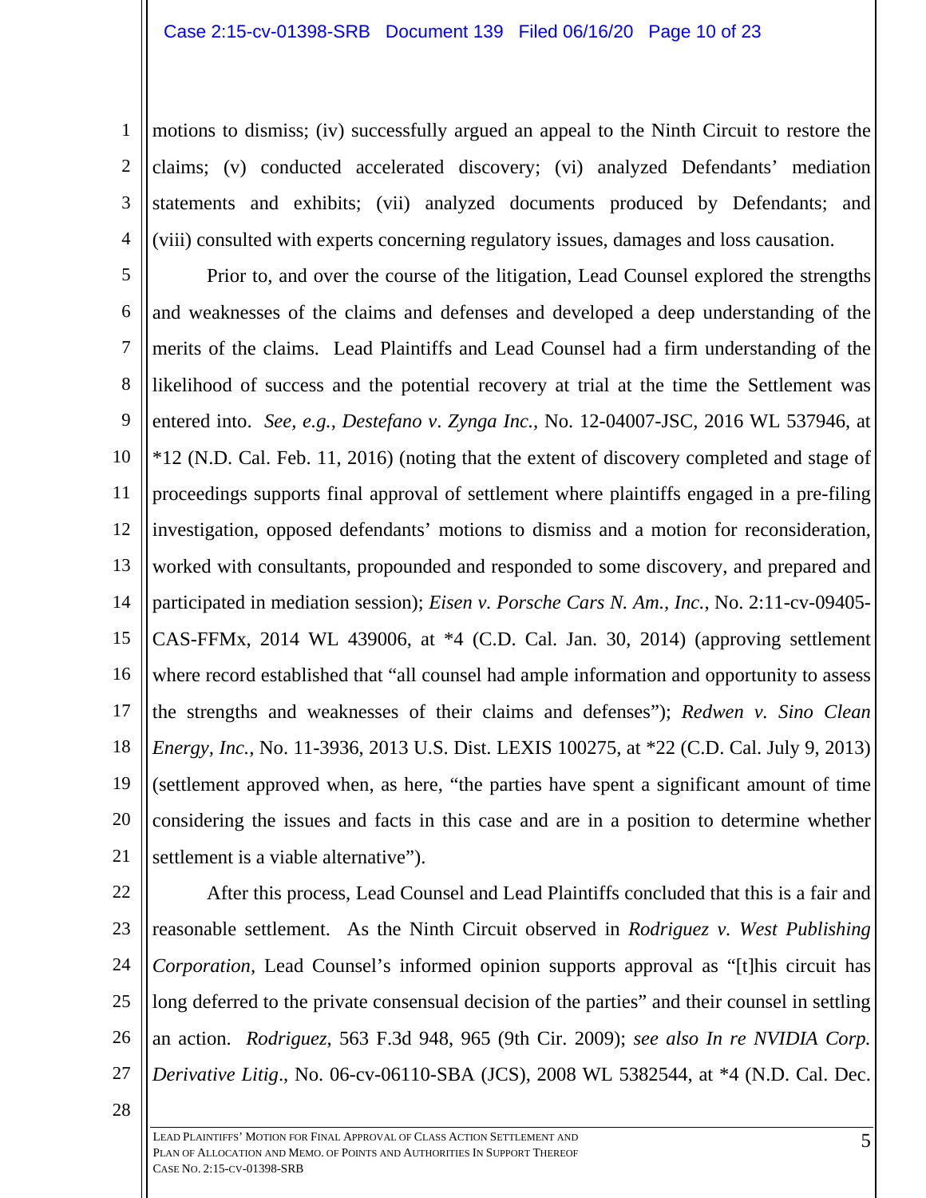motions to dismiss; (iv) successfully argued an appeal to the Ninth Circuit to restore the claims; (v) conducted accelerated discovery; (vi) analyzed Defendants' mediation statements and exhibits; (vii) analyzed documents produced by Defendants; and (viii) consulted with experts concerning regulatory issues, damages and loss causation.

Prior to, and over the course of the litigation, Lead Counsel explored the strengths and weaknesses of the claims and defenses and developed a deep understanding of the merits of the claims. Lead Plaintiffs and Lead Counsel had a firm understanding of the likelihood of success and the potential recovery at trial at the time the Settlement was entered into. *See, e.g., Destefano v. Zynga Inc.*, No. 12-04007-JSC, 2016 WL 537946, at *12 (N.D. Cal. Feb. 11, 2016) (noting that the extent of discovery completed and stage of proceedings supports final approval of settlement where plaintiffs engaged in a pre-filing investigation, opposed defendants' motions to dismiss and a motion for reconsideration, worked with consultants, propounded and responded to some discovery, and prepared and participated in mediation session); *Eisen v. Porsche Cars N. Am., Inc.*, No. 2:11-cv-09405-CAS-FFMx, 2014 WL 439006, at *4 (C.D. Cal. Jan. 30, 2014) (approving settlement where record established that "all counsel had ample information and opportunity to assess the strengths and weaknesses of their claims and defenses"); *Redwen v. Sino Clean Energy, Inc.*, No. 11-3936, 2013 U.S. Dist. LEXIS 100275, at *22 (C.D. Cal. July 9, 2013) (settlement approved when, as here, "the parties have spent a significant amount of time considering the issues and facts in this case and are in a position to determine whether settlement is a viable alternative").

After this process, Lead Counsel and Lead Plaintiffs concluded that this is a fair and reasonable settlement. As the Ninth Circuit observed in *Rodriguez v. West Publishing Corporation*, Lead Counsel's informed opinion supports approval as "[t]his circuit has long deferred to the private consensual decision of the parties" and their counsel in settling an action. *Rodriguez*, 563 F.3d 948, 965 (9th Cir. 2009); *see also In re NVIDIA Corp. Derivative Litig*., No. 06-cv-06110-SBA (JCS), 2008 WL 5382544, at *4 (N.D. Cal. Dec.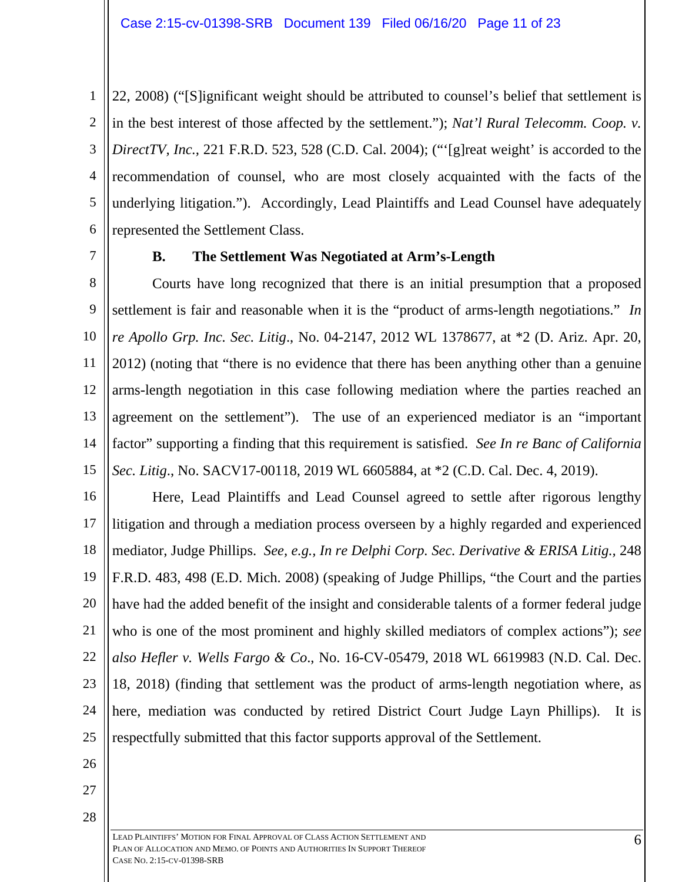22, 2008) ("[S]ignificant weight should be attributed to counsel's belief that settlement is in the best interest of those affected by the settlement."); *Nat'l Rural Telecomm. Coop. v. DirectTV, Inc.*, 221 F.R.D. 523, 528 (C.D. Cal. 2004); ("'[g]reat weight' is accorded to the recommendation of counsel, who are most closely acquainted with the facts of the underlying litigation."). Accordingly, Lead Plaintiffs and Lead Counsel have adequately represented the Settlement Class.

### B. The Settlement Was Negotiated at Arm's-Length

Courts have long recognized that there is an initial presumption that a proposed settlement is fair and reasonable when it is the "product of arms-length negotiations." *In re Apollo Grp. Inc. Sec. Litig*., No. 04-2147, 2012 WL 1378677, at \*2 (D. Ariz. Apr. 20, 2012) (noting that "there is no evidence that there has been anything other than a genuine arms-length negotiation in this case following mediation where the parties reached an agreement on the settlement"). The use of an experienced mediator is an "important factor" supporting a finding that this requirement is satisfied. *See In re Banc of California Sec. Litig*., No. SACV17-00118, 2019 WL 6605884, at \*2 (C.D. Cal. Dec. 4, 2019).

Here, Lead Plaintiffs and Lead Counsel agreed to settle after rigorous lengthy litigation and through a mediation process overseen by a highly regarded and experienced mediator, Judge Phillips. *See, e.g., In re Delphi Corp. Sec. Derivative & ERISA Litig.*, 248 F.R.D. 483, 498 (E.D. Mich. 2008) (speaking of Judge Phillips, "the Court and the parties have had the added benefit of the insight and considerable talents of a former federal judge who is one of the most prominent and highly skilled mediators of complex actions"); *see also Hefler v. Wells Fargo & Co*., No. 16-CV-05479, 2018 WL 6619983 (N.D. Cal. Dec. 18, 2018) (finding that settlement was the product of arms-length negotiation where, as here, mediation was conducted by retired District Court Judge Layn Phillips). It is respectfully submitted that this factor supports approval of the Settlement.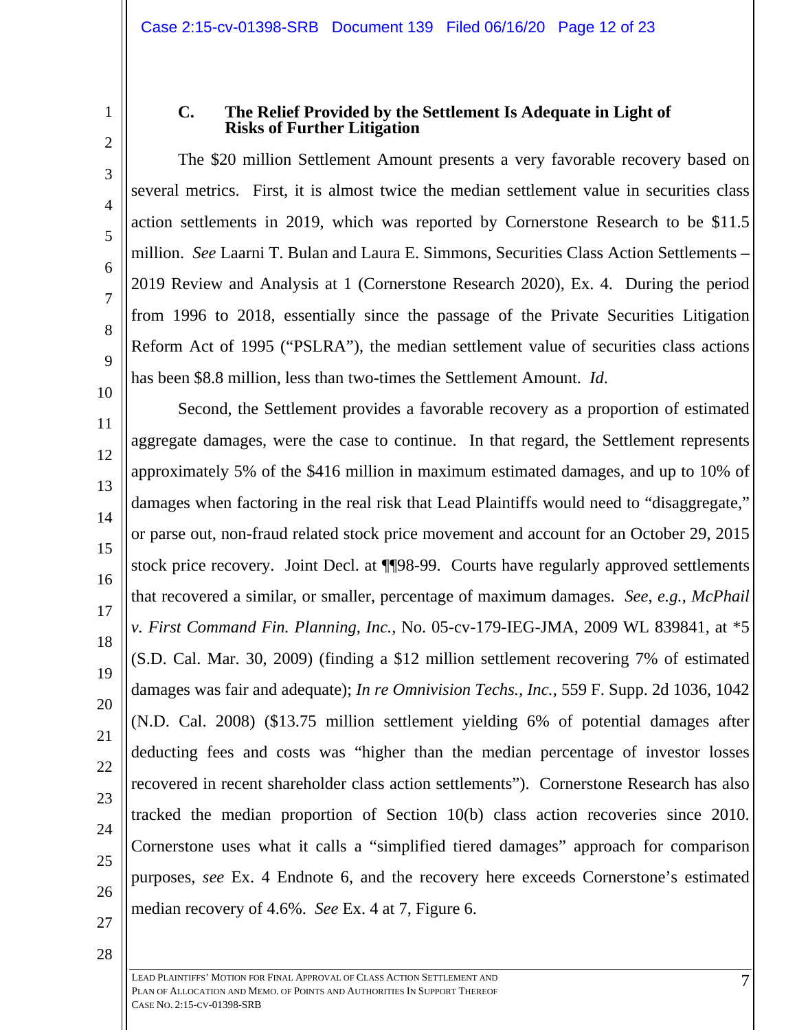### C. The Relief Provided by the Settlement Is Adequate in Light of Risks of Further Litigation

The $20 million Settlement Amount presents a very favorable recovery based on several metrics. First, it is almost twice the median settlement value in securities class action settlements in 2019, which was reported by Cornerstone Research to be $11.5 million. *See* Laarni T. Bulan and Laura E. Simmons, Securities Class Action Settlements – 2019 Review and Analysis at 1 (Cornerstone Research 2020), Ex. 4. During the period from 1996 to 2018, essentially since the passage of the Private Securities Litigation Reform Act of 1995 ("PSLRA"), the median settlement value of securities class actions has been $8.8 million, less than two-times the Settlement Amount. *Id.*

Second, the Settlement provides a favorable recovery as a proportion of estimated aggregate damages, were the case to continue. In that regard, the Settlement represents approximately 5% of the $416 million in maximum estimated damages, and up to 10% of damages when factoring in the real risk that Lead Plaintiffs would need to "disaggregate," or parse out, non-fraud related stock price movement and account for an October 29, 2015 stock price recovery. Joint Decl. at ¶¶98-99. Courts have regularly approved settlements that recovered a similar, or smaller, percentage of maximum damages. *See, e.g., McPhail v. First Command Fin. Planning, Inc.*, No. 05-cv-179-IEG-JMA, 2009 WL 839841, at *5 (S.D. Cal. Mar. 30, 2009) (finding a $12 million settlement recovering 7% of estimated damages was fair and adequate); *In re Omnivision Techs., Inc.,* 559 F. Supp. 2d 1036, 1042 (N.D. Cal. 2008) ($13.75 million settlement yielding 6% of potential damages after deducting fees and costs was "higher than the median percentage of investor losses recovered in recent shareholder class action settlements"). Cornerstone Research has also tracked the median proportion of Section 10(b) class action recoveries since 2010. Cornerstone uses what it calls a "simplified tiered damages" approach for comparison purposes, *see* Ex. 4 Endnote 6, and the recovery here exceeds Cornerstone's estimated median recovery of 4.6%. *See* Ex. 4 at 7, Figure 6.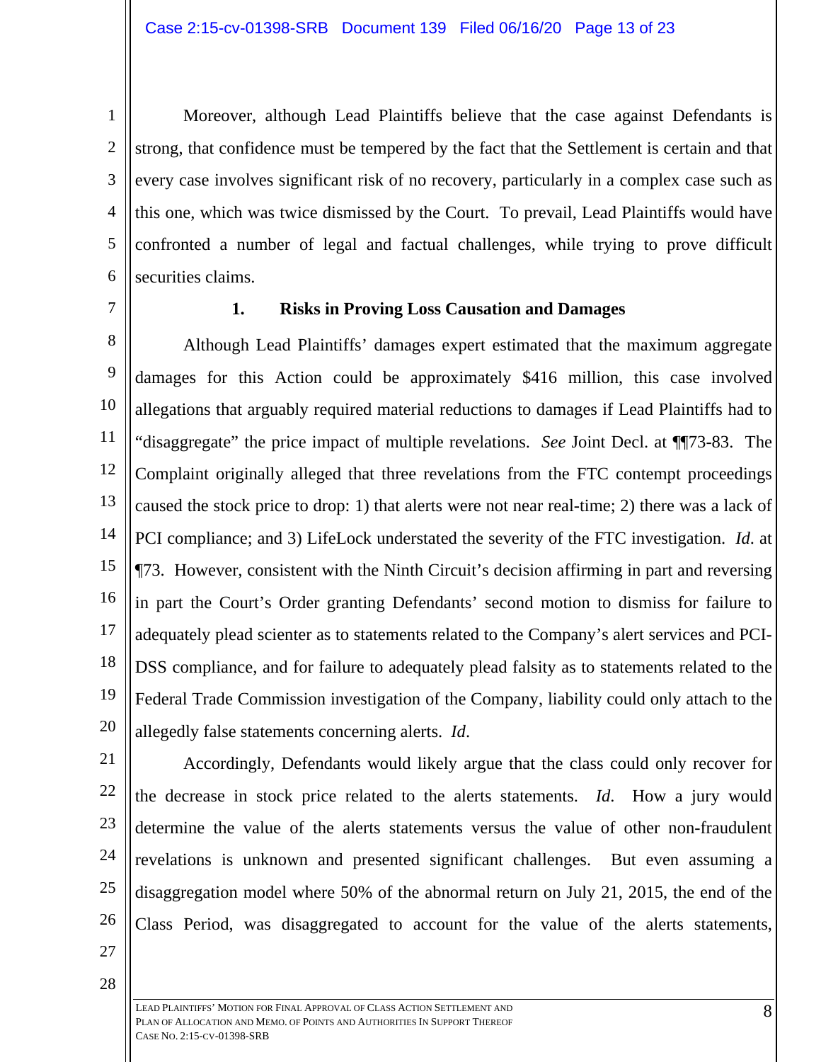Moreover, although Lead Plaintiffs believe that the case against Defendants is strong, that confidence must be tempered by the fact that the Settlement is certain and that every case involves significant risk of no recovery, particularly in a complex case such as this one, which was twice dismissed by the Court. To prevail, Lead Plaintiffs would have confronted a number of legal and factual challenges, while trying to prove difficult securities claims.

### 1. Risks in Proving Loss Causation and Damages

Although Lead Plaintiffs' damages expert estimated that the maximum aggregate damages for this Action could be approximately $416 million, this case involved allegations that arguably required material reductions to damages if Lead Plaintiffs had to "disaggregate" the price impact of multiple revelations. *See* Joint Decl. at ¶¶73-83. The Complaint originally alleged that three revelations from the FTC contempt proceedings caused the stock price to drop: 1) that alerts were not near real-time; 2) there was a lack of PCI compliance; and 3) LifeLock understated the severity of the FTC investigation. *Id*. at ¶73. However, consistent with the Ninth Circuit's decision affirming in part and reversing in part the Court's Order granting Defendants' second motion to dismiss for failure to adequately plead scienter as to statements related to the Company's alert services and PCI-DSS compliance, and for failure to adequately plead falsity as to statements related to the Federal Trade Commission investigation of the Company, liability could only attach to the allegedly false statements concerning alerts. *Id*.

Accordingly, Defendants would likely argue that the class could only recover for the decrease in stock price related to the alerts statements. *Id*. How a jury would determine the value of the alerts statements versus the value of other non-fraudulent revelations is unknown and presented significant challenges. But even assuming a disaggregation model where 50% of the abnormal return on July 21, 2015, the end of the Class Period, was disaggregated to account for the value of the alerts statements,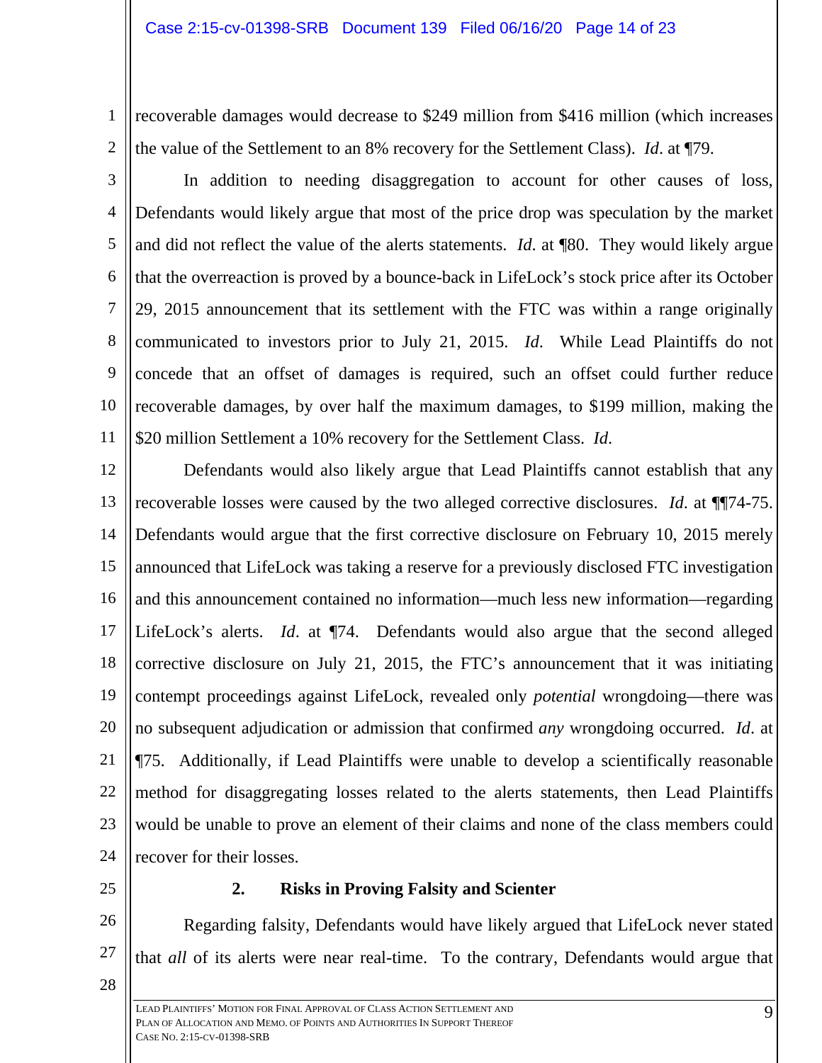recoverable damages would decrease to $249 million from $416 million (which increases the value of the Settlement to an 8% recovery for the Settlement Class). *Id*. at ¶79.

In addition to needing disaggregation to account for other causes of loss, Defendants would likely argue that most of the price drop was speculation by the market and did not reflect the value of the alerts statements. *Id*. at ¶80. They would likely argue that the overreaction is proved by a bounce-back in LifeLock's stock price after its October 29, 2015 announcement that its settlement with the FTC was within a range originally communicated to investors prior to July 21, 2015. *Id*. While Lead Plaintiffs do not concede that an offset of damages is required, such an offset could further reduce recoverable damages, by over half the maximum damages, to $199 million, making the $20 million Settlement a 10% recovery for the Settlement Class. *Id*.

Defendants would also likely argue that Lead Plaintiffs cannot establish that any recoverable losses were caused by the two alleged corrective disclosures. *Id*. at ¶¶74-75. Defendants would argue that the first corrective disclosure on February 10, 2015 merely announced that LifeLock was taking a reserve for a previously disclosed FTC investigation and this announcement contained no information—much less new information—regarding LifeLock's alerts. *Id*. at ¶74. Defendants would also argue that the second alleged corrective disclosure on July 21, 2015, the FTC's announcement that it was initiating contempt proceedings against LifeLock, revealed only *potential* wrongdoing—there was no subsequent adjudication or admission that confirmed *any* wrongdoing occurred. *Id*. at ¶75. Additionally, if Lead Plaintiffs were unable to develop a scientifically reasonable method for disaggregating losses related to the alerts statements, then Lead Plaintiffs would be unable to prove an element of their claims and none of the class members could recover for their losses.

### 2. Risks in Proving Falsity and Scienter

Regarding falsity, Defendants would have likely argued that LifeLock never stated that *all* of its alerts were near real-time. To the contrary, Defendants would argue that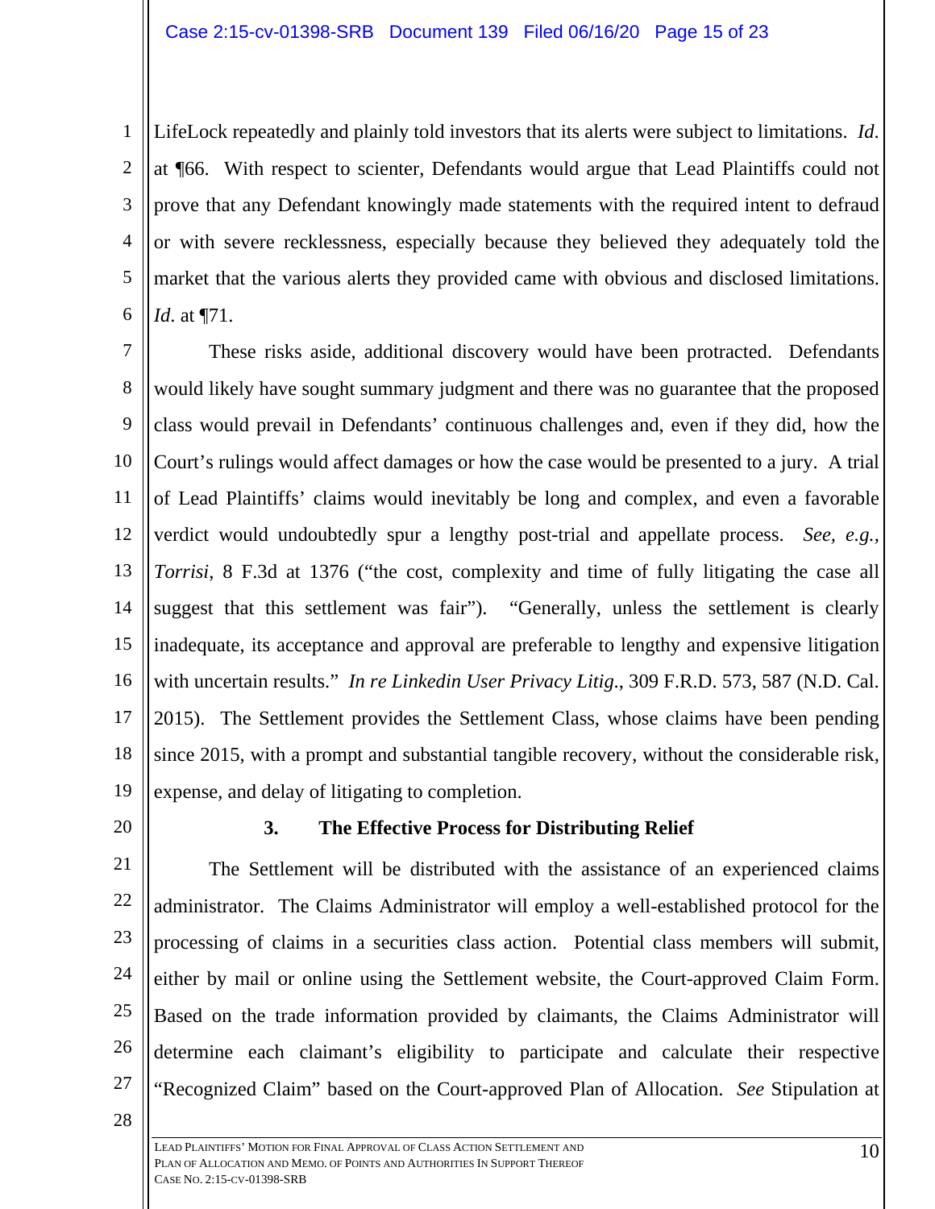LifeLock repeatedly and plainly told investors that its alerts were subject to limitations. *Id.* at ¶66. With respect to scienter, Defendants would argue that Lead Plaintiffs could not prove that any Defendant knowingly made statements with the required intent to defraud or with severe recklessness, especially because they believed they adequately told the market that the various alerts they provided came with obvious and disclosed limitations. *Id.* at ¶71.

These risks aside, additional discovery would have been protracted. Defendants would likely have sought summary judgment and there was no guarantee that the proposed class would prevail in Defendants' continuous challenges and, even if they did, how the Court's rulings would affect damages or how the case would be presented to a jury. A trial of Lead Plaintiffs' claims would inevitably be long and complex, and even a favorable verdict would undoubtedly spur a lengthy post-trial and appellate process. *See, e.g., Torrisi*, 8 F.3d at 1376 ("the cost, complexity and time of fully litigating the case all suggest that this settlement was fair"). "Generally, unless the settlement is clearly inadequate, its acceptance and approval are preferable to lengthy and expensive litigation with uncertain results." *In re Linkedin User Privacy Litig.*, 309 F.R.D. 573, 587 (N.D. Cal. 2015). The Settlement provides the Settlement Class, whose claims have been pending since 2015, with a prompt and substantial tangible recovery, without the considerable risk, expense, and delay of litigating to completion.

### 3. The Effective Process for Distributing Relief

The Settlement will be distributed with the assistance of an experienced claims administrator. The Claims Administrator will employ a well-established protocol for the processing of claims in a securities class action. Potential class members will submit, either by mail or online using the Settlement website, the Court-approved Claim Form. Based on the trade information provided by claimants, the Claims Administrator will determine each claimant's eligibility to participate and calculate their respective "Recognized Claim" based on the Court-approved Plan of Allocation. *See* Stipulation at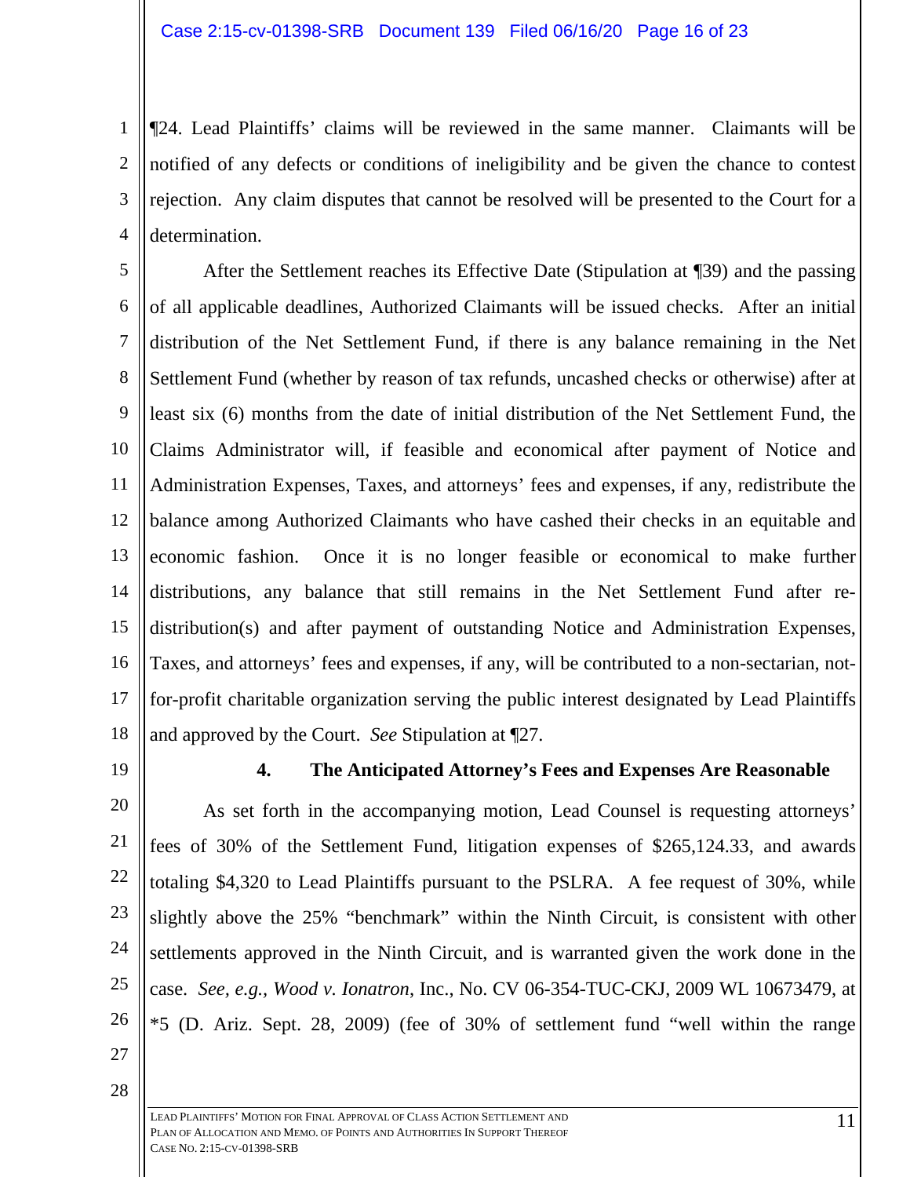¶24. Lead Plaintiffs' claims will be reviewed in the same manner. Claimants will be notified of any defects or conditions of ineligibility and be given the chance to contest rejection. Any claim disputes that cannot be resolved will be presented to the Court for a determination.

After the Settlement reaches its Effective Date (Stipulation at ¶39) and the passing of all applicable deadlines, Authorized Claimants will be issued checks. After an initial distribution of the Net Settlement Fund, if there is any balance remaining in the Net Settlement Fund (whether by reason of tax refunds, uncashed checks or otherwise) after at least six (6) months from the date of initial distribution of the Net Settlement Fund, the Claims Administrator will, if feasible and economical after payment of Notice and Administration Expenses, Taxes, and attorneys' fees and expenses, if any, redistribute the balance among Authorized Claimants who have cashed their checks in an equitable and economic fashion. Once it is no longer feasible or economical to make further distributions, any balance that still remains in the Net Settlement Fund after re-distribution(s) and after payment of outstanding Notice and Administration Expenses, Taxes, and attorneys' fees and expenses, if any, will be contributed to a non-sectarian, not-for-profit charitable organization serving the public interest designated by Lead Plaintiffs and approved by the Court. *See* Stipulation at ¶27.

### 4. The Anticipated Attorney's Fees and Expenses Are Reasonable

As set forth in the accompanying motion, Lead Counsel is requesting attorneys' fees of 30% of the Settlement Fund, litigation expenses of $265,124.33, and awards totaling $4,320 to Lead Plaintiffs pursuant to the PSLRA. A fee request of 30%, while slightly above the 25% "benchmark" within the Ninth Circuit, is consistent with other settlements approved in the Ninth Circuit, and is warranted given the work done in the case. *See, e.g., Wood v. Ionatron*, Inc., No. CV 06-354-TUC-CKJ, 2009 WL 10673479, at *5 (D. Ariz. Sept. 28, 2009) (fee of 30% of settlement fund "well within the range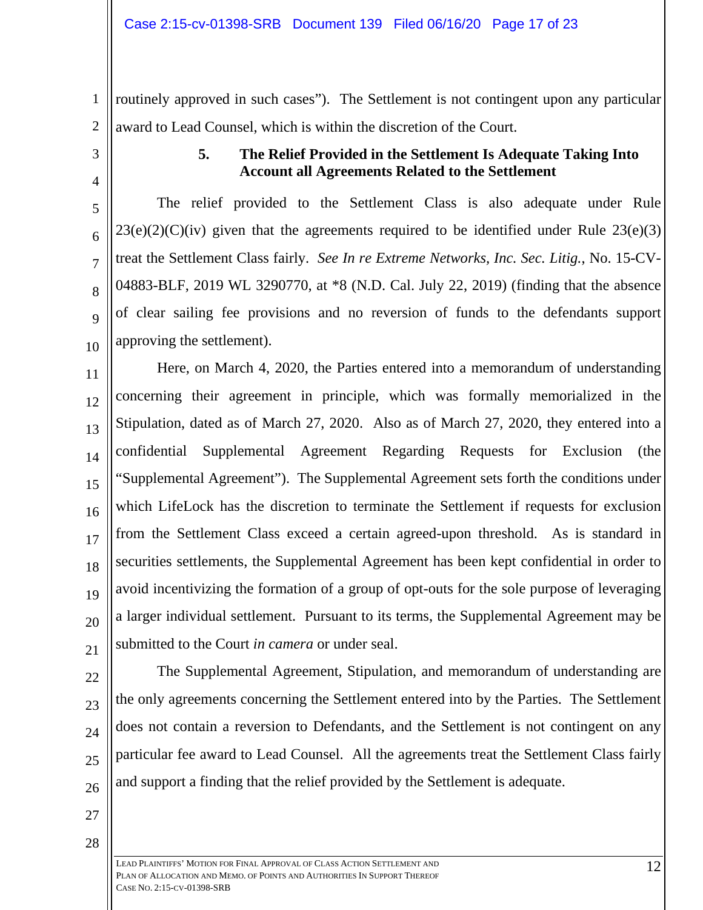routinely approved in such cases"). The Settlement is not contingent upon any particular award to Lead Counsel, which is within the discretion of the Court.

**5. The Relief Provided in the Settlement Is Adequate Taking Into Account all Agreements Related to the Settlement**

The relief provided to the Settlement Class is also adequate under Rule 23(e)(2)(C)(iv) given that the agreements required to be identified under Rule 23(e)(3) treat the Settlement Class fairly. *See In re Extreme Networks, Inc. Sec. Litig.*, No. 15-CV-04883-BLF, 2019 WL 3290770, at *8 (N.D. Cal. July 22, 2019) (finding that the absence of clear sailing fee provisions and no reversion of funds to the defendants support approving the settlement).

Here, on March 4, 2020, the Parties entered into a memorandum of understanding concerning their agreement in principle, which was formally memorialized in the Stipulation, dated as of March 27, 2020. Also as of March 27, 2020, they entered into a confidential Supplemental Agreement Regarding Requests for Exclusion (the "Supplemental Agreement"). The Supplemental Agreement sets forth the conditions under which LifeLock has the discretion to terminate the Settlement if requests for exclusion from the Settlement Class exceed a certain agreed-upon threshold. As is standard in securities settlements, the Supplemental Agreement has been kept confidential in order to avoid incentivizing the formation of a group of opt-outs for the sole purpose of leveraging a larger individual settlement. Pursuant to its terms, the Supplemental Agreement may be submitted to the Court *in camera* or under seal.

The Supplemental Agreement, Stipulation, and memorandum of understanding are the only agreements concerning the Settlement entered into by the Parties. The Settlement does not contain a reversion to Defendants, and the Settlement is not contingent on any particular fee award to Lead Counsel. All the agreements treat the Settlement Class fairly and support a finding that the relief provided by the Settlement is adequate.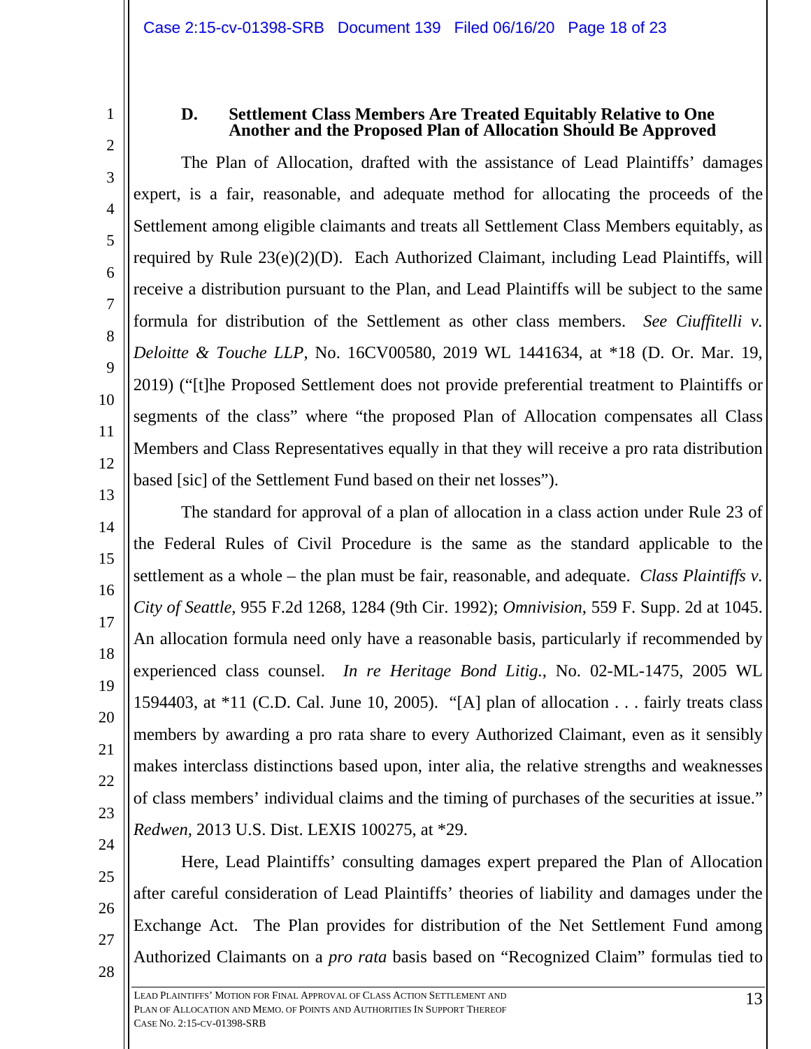### D. Settlement Class Members Are Treated Equitably Relative to One Another and the Proposed Plan of Allocation Should Be Approved

The Plan of Allocation, drafted with the assistance of Lead Plaintiffs' damages expert, is a fair, reasonable, and adequate method for allocating the proceeds of the Settlement among eligible claimants and treats all Settlement Class Members equitably, as required by Rule 23(e)(2)(D). Each Authorized Claimant, including Lead Plaintiffs, will receive a distribution pursuant to the Plan, and Lead Plaintiffs will be subject to the same formula for distribution of the Settlement as other class members. *See Ciuffitelli v. Deloitte & Touche LLP*, No. 16CV00580, 2019 WL 1441634, at *18 (D. Or. Mar. 19, 2019) ("[t]he Proposed Settlement does not provide preferential treatment to Plaintiffs or segments of the class" where "the proposed Plan of Allocation compensates all Class Members and Class Representatives equally in that they will receive a pro rata distribution based [sic] of the Settlement Fund based on their net losses").

The standard for approval of a plan of allocation in a class action under Rule 23 of the Federal Rules of Civil Procedure is the same as the standard applicable to the settlement as a whole – the plan must be fair, reasonable, and adequate. *Class Plaintiffs v. City of Seattle*, 955 F.2d 1268, 1284 (9th Cir. 1992); *Omnivision*, 559 F. Supp. 2d at 1045. An allocation formula need only have a reasonable basis, particularly if recommended by experienced class counsel. *In re Heritage Bond Litig.*, No. 02-ML-1475, 2005 WL 1594403, at *11 (C.D. Cal. June 10, 2005). "[A] plan of allocation . . . fairly treats class members by awarding a pro rata share to every Authorized Claimant, even as it sensibly makes interclass distinctions based upon, inter alia, the relative strengths and weaknesses of class members' individual claims and the timing of purchases of the securities at issue." *Redwen*, 2013 U.S. Dist. LEXIS 100275, at *29.

Here, Lead Plaintiffs' consulting damages expert prepared the Plan of Allocation after careful consideration of Lead Plaintiffs' theories of liability and damages under the Exchange Act. The Plan provides for distribution of the Net Settlement Fund among Authorized Claimants on a *pro rata* basis based on "Recognized Claim" formulas tied to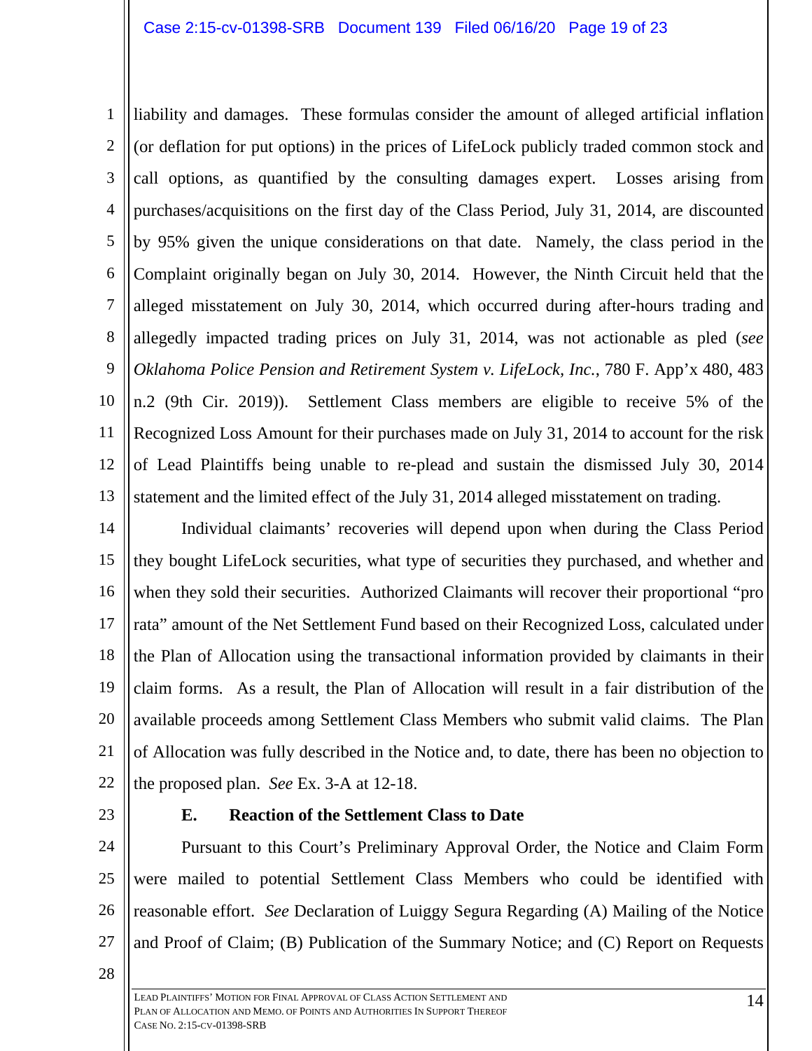liability and damages. These formulas consider the amount of alleged artificial inflation (or deflation for put options) in the prices of LifeLock publicly traded common stock and call options, as quantified by the consulting damages expert. Losses arising from purchases/acquisitions on the first day of the Class Period, July 31, 2014, are discounted by 95% given the unique considerations on that date. Namely, the class period in the Complaint originally began on July 30, 2014. However, the Ninth Circuit held that the alleged misstatement on July 30, 2014, which occurred during after-hours trading and allegedly impacted trading prices on July 31, 2014, was not actionable as pled (*see Oklahoma Police Pension and Retirement System v. LifeLock, Inc.*, 780 F. App'x 480, 483 n.2 (9th Cir. 2019)). Settlement Class members are eligible to receive 5% of the Recognized Loss Amount for their purchases made on July 31, 2014 to account for the risk of Lead Plaintiffs being unable to re-plead and sustain the dismissed July 30, 2014 statement and the limited effect of the July 31, 2014 alleged misstatement on trading.

Individual claimants' recoveries will depend upon when during the Class Period they bought LifeLock securities, what type of securities they purchased, and whether and when they sold their securities. Authorized Claimants will recover their proportional "pro rata" amount of the Net Settlement Fund based on their Recognized Loss, calculated under the Plan of Allocation using the transactional information provided by claimants in their claim forms. As a result, the Plan of Allocation will result in a fair distribution of the available proceeds among Settlement Class Members who submit valid claims. The Plan of Allocation was fully described in the Notice and, to date, there has been no objection to the proposed plan. *See* Ex. 3-A at 12-18.

### E. Reaction of the Settlement Class to Date

Pursuant to this Court's Preliminary Approval Order, the Notice and Claim Form were mailed to potential Settlement Class Members who could be identified with reasonable effort. *See* Declaration of Luiggy Segura Regarding (A) Mailing of the Notice and Proof of Claim; (B) Publication of the Summary Notice; and (C) Report on Requests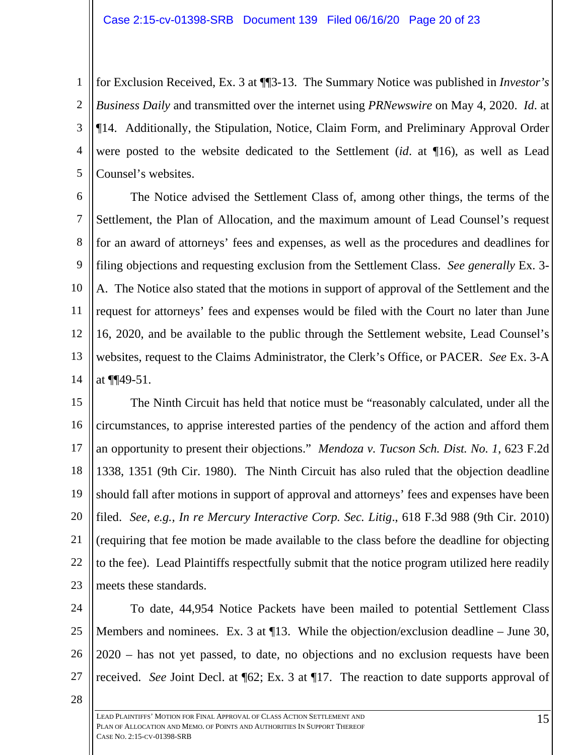for Exclusion Received, Ex. 3 at ¶¶3-13. The Summary Notice was published in *Investor's Business Daily* and transmitted over the internet using *PRNewswire* on May 4, 2020. *Id*. at ¶14. Additionally, the Stipulation, Notice, Claim Form, and Preliminary Approval Order were posted to the website dedicated to the Settlement (*id*. at ¶16), as well as Lead Counsel's websites.

The Notice advised the Settlement Class of, among other things, the terms of the Settlement, the Plan of Allocation, and the maximum amount of Lead Counsel's request for an award of attorneys' fees and expenses, as well as the procedures and deadlines for filing objections and requesting exclusion from the Settlement Class. *See generally* Ex. 3-A. The Notice also stated that the motions in support of approval of the Settlement and the request for attorneys' fees and expenses would be filed with the Court no later than June 16, 2020, and be available to the public through the Settlement website, Lead Counsel's websites, request to the Claims Administrator, the Clerk's Office, or PACER. *See* Ex. 3-A at ¶¶49-51.

The Ninth Circuit has held that notice must be "reasonably calculated, under all the circumstances, to apprise interested parties of the pendency of the action and afford them an opportunity to present their objections." *Mendoza v. Tucson Sch. Dist. No. 1*, 623 F.2d 1338, 1351 (9th Cir. 1980). The Ninth Circuit has also ruled that the objection deadline should fall after motions in support of approval and attorneys' fees and expenses have been filed. *See, e.g., In re Mercury Interactive Corp. Sec. Litig*., 618 F.3d 988 (9th Cir. 2010) (requiring that fee motion be made available to the class before the deadline for objecting to the fee). Lead Plaintiffs respectfully submit that the notice program utilized here readily meets these standards.

To date, 44,954 Notice Packets have been mailed to potential Settlement Class Members and nominees. Ex. 3 at ¶13. While the objection/exclusion deadline – June 30, 2020 – has not yet passed, to date, no objections and no exclusion requests have been received. *See* Joint Decl. at ¶62; Ex. 3 at ¶17. The reaction to date supports approval of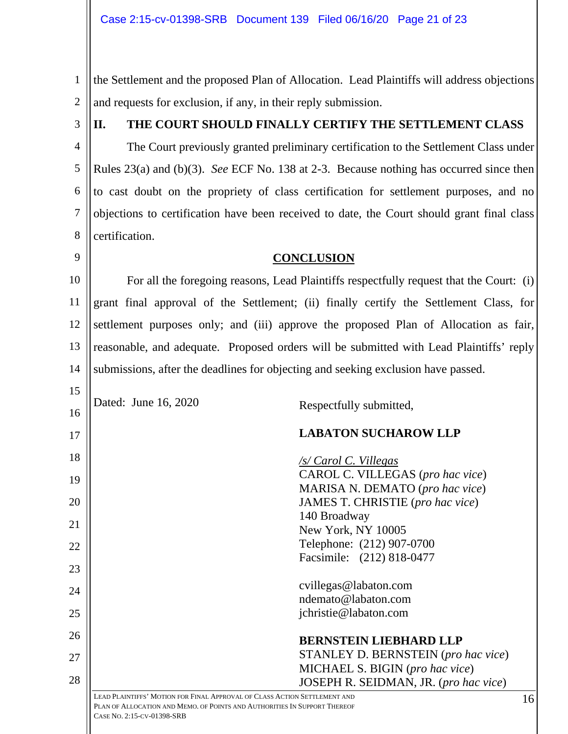the Settlement and the proposed Plan of Allocation. Lead Plaintiffs will address objections and requests for exclusion, if any, in their reply submission.

## II. THE COURT SHOULD FINALLY CERTIFY THE SETTLEMENT CLASS

The Court previously granted preliminary certification to the Settlement Class under Rules 23(a) and (b)(3). *See* ECF No. 138 at 2-3. Because nothing has occurred since then to cast doubt on the propriety of class certification for settlement purposes, and no objections to certification have been received to date, the Court should grant final class certification.

## CONCLUSION

For all the foregoing reasons, Lead Plaintiffs respectfully request that the Court: (i) grant final approval of the Settlement; (ii) finally certify the Settlement Class, for settlement purposes only; and (iii) approve the proposed Plan of Allocation as fair, reasonable, and adequate. Proposed orders will be submitted with Lead Plaintiffs' reply submissions, after the deadlines for objecting and seeking exclusion have passed.

Dated: June 16, 2020

Respectfully submitted,

**LABATON SUCHAROW LLP**

*/s/ Carol C. Villegas*
CAROL C. VILLEGAS (*pro hac vice*)
MARISA N. DEMATO (*pro hac vice*)
JAMES T. CHRISTIE (*pro hac vice*)
140 Broadway
New York, NY 10005
Telephone: (212) 907-0700
Facsimile: (212) 818-0477

cvillegas@labaton.com
ndemato@labaton.com
jchristie@labaton.com

**BERNSTEIN LIEBHARD LLP**
STANLEY D. BERNSTEIN (*pro hac vice*)
MICHAEL S. BIGIN (*pro hac vice*)
JOSEPH R. SEIDMAN, JR. (*pro hac vice*)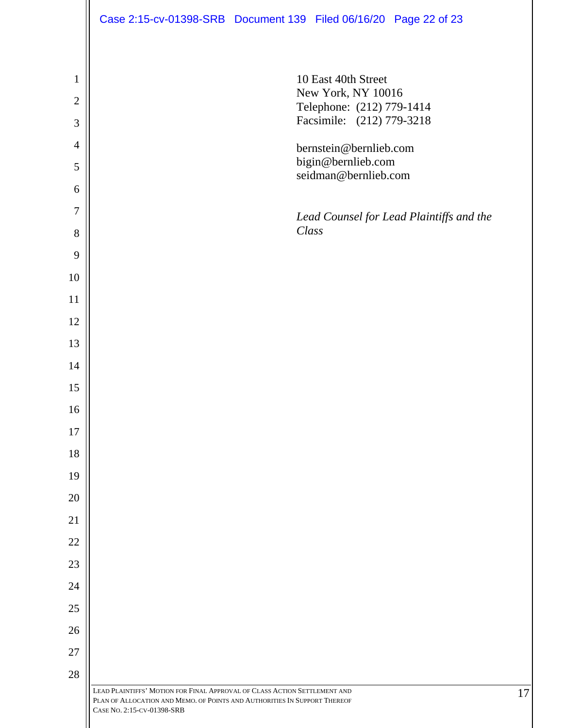10 East 40th Street
New York, NY 10016
Telephone: (212) 779-1414
Facsimile: (212) 779-3218

bernstein@bernlieb.com
bigin@bernlieb.com
seidman@bernlieb.com

*Lead Counsel for Lead Plaintiffs and the Class*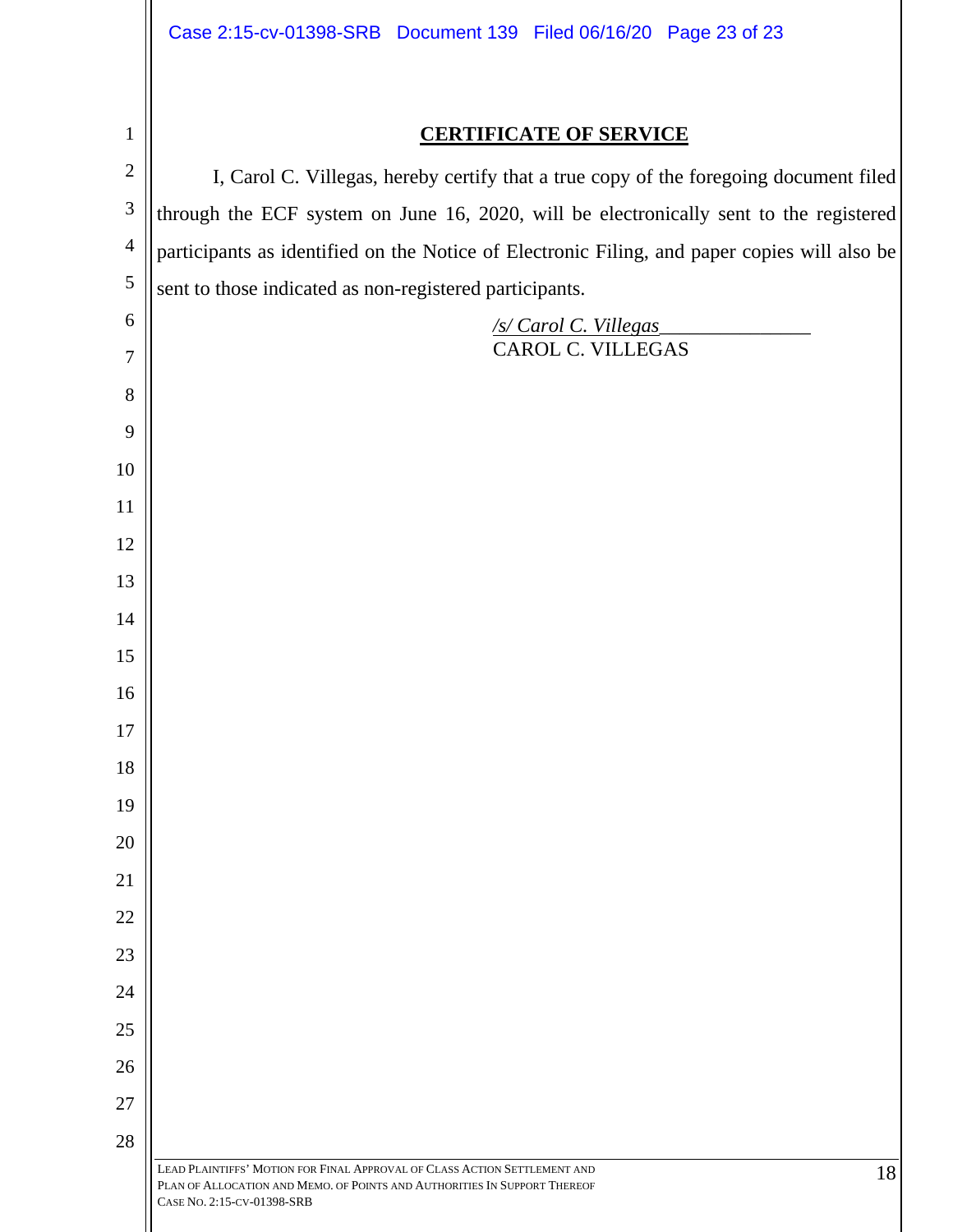## CERTIFICATE OF SERVICE

I, Carol C. Villegas, hereby certify that a true copy of the foregoing document filed through the ECF system on June 16, 2020, will be electronically sent to the registered participants as identified on the Notice of Electronic Filing, and paper copies will also be sent to those indicated as non-registered participants.

*/s/ Carol C. Villegas*
CAROL C. VILLEGAS